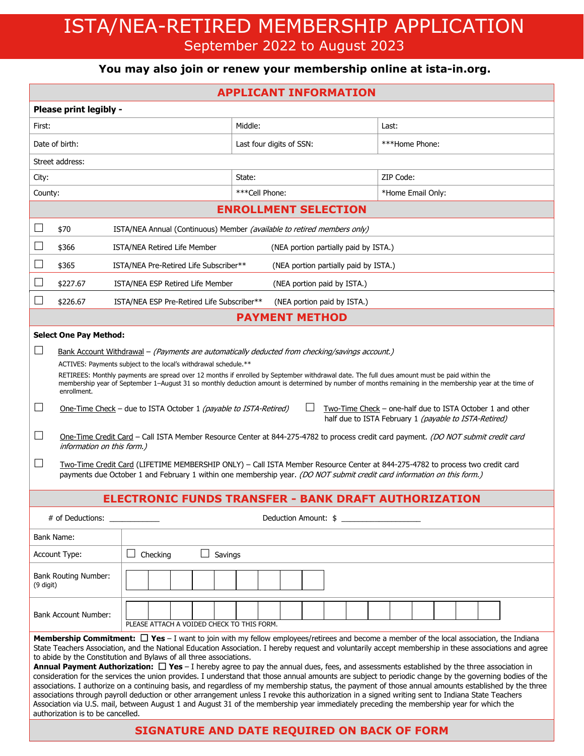# ISTA/NEA-RETIRED MEMBERSHIP APPLICATION

September 2022 to August 2023

**You may also join or renew your membership online at ista-in.org.**

## APPLICANT INFORMATION

**Please print legibly -**

| First: | Middle: | Last: |
|---|---|---|
| Date of birth: | Last four digits of SSN: | ***Home Phone: |
| Street address: | | |
| City: | State: | ZIP Code: |
| County: | ***Cell Phone: | *Home Email Only: |

## ENROLLMENT SELECTION

- ☐ $70 ISTA/NEA Annual (Continuous) Member *(available to retired members only)*
- ☐ $366 ISTA/NEA Retired Life Member (NEA portion partially paid by ISTA.)
- ☐ $365 ISTA/NEA Pre-Retired Life Subscriber** (NEA portion partially paid by ISTA.)
- ☐ $227.67 ISTA/NEA ESP Retired Life Member (NEA portion paid by ISTA.)
- ☐ $226.67 ISTA/NEA ESP Pre-Retired Life Subscriber** (NEA portion paid by ISTA.)

## PAYMENT METHOD

**Select One Pay Method:**

☐ Bank Account Withdrawal – *(Payments are automatically deducted from checking/savings account.)*

ACTIVES: Payments subject to the local's withdrawal schedule.**

RETIREES: Monthly payments are spread over 12 months if enrolled by September withdrawal date. The full dues amount must be paid within the membership year of September 1–August 31 so monthly deduction amount is determined by number of months remaining in the membership year at the time of enrollment.

☐ One-Time Check – due to ISTA October 1 *(payable to ISTA-Retired)*

☐ Two-Time Check – one-half due to ISTA October 1 and other half due to ISTA February 1 *(payable to ISTA-Retired)*

☐ One-Time Credit Card – Call ISTA Member Resource Center at 844-275-4782 to process credit card payment. *(DO NOT submit credit card information on this form.)*

☐ Two-Time Credit Card (LIFETIME MEMBERSHIP ONLY) – Call ISTA Member Resource Center at 844-275-4782 to process two credit card payments due October 1 and February 1 within one membership year. *(DO NOT submit credit card information on this form.)*

## ELECTRONIC FUNDS TRANSFER - BANK DRAFT AUTHORIZATION

# of Deductions: ____________ Deduction Amount: $ ___________________

| Bank Name: | |
|---|---|
| Account Type: | ☐ Checking ☐ Savings |
| Bank Routing Number: (9 digit) | |
| Bank Account Number: | PLEASE ATTACH A VOIDED CHECK TO THIS FORM. |

**Membership Commitment:** ☐ **Yes** – I want to join with my fellow employees/retirees and become a member of the local association, the Indiana State Teachers Association, and the National Education Association. I hereby request and voluntarily accept membership in these associations and agree to abide by the Constitution and Bylaws of all three associations.

**Annual Payment Authorization:** ☐ **Yes** – I hereby agree to pay the annual dues, fees, and assessments established by the three association in consideration for the services the union provides. I understand that those annual amounts are subject to periodic change by the governing bodies of the associations. I authorize on a continuing basis, and regardless of my membership status, the payment of those annual amounts established by the three associations through payroll deduction or other arrangement unless I revoke this authorization in a signed writing sent to Indiana State Teachers Association via U.S. mail, between August 1 and August 31 of the membership year immediately preceding the membership year for which the authorization is to be cancelled.

## SIGNATURE AND DATE REQUIRED ON BACK OF FORM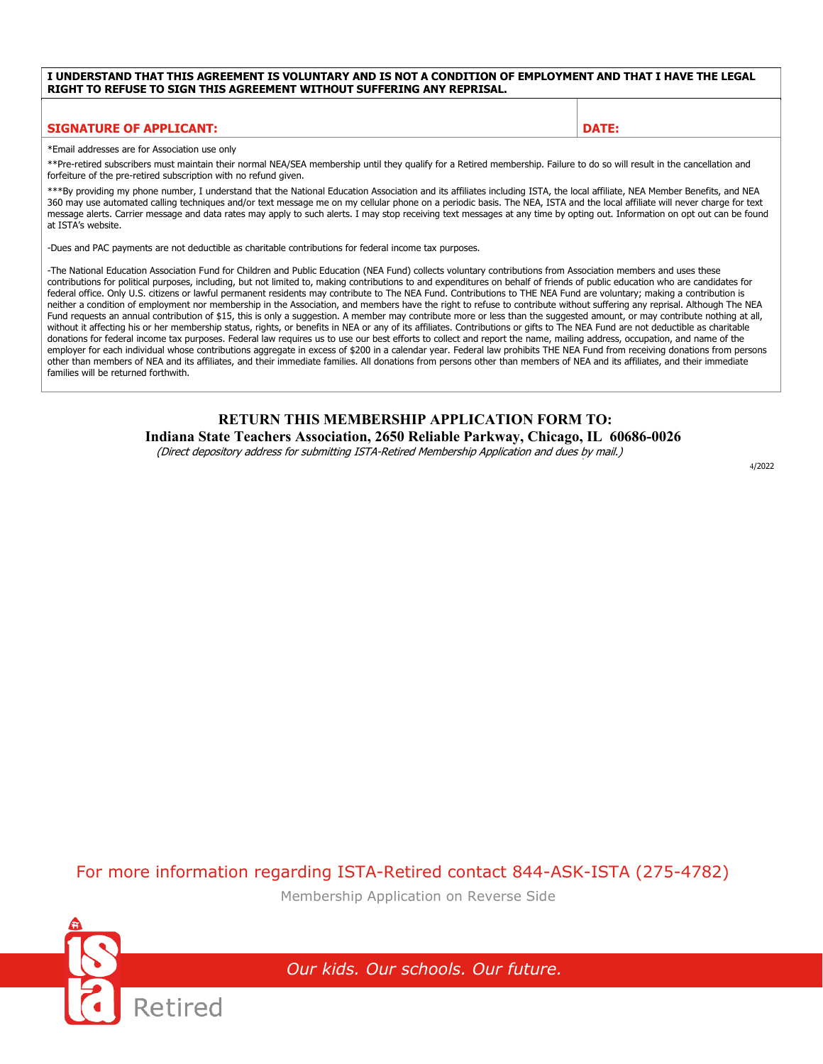**I UNDERSTAND THAT THIS AGREEMENT IS VOLUNTARY AND IS NOT A CONDITION OF EMPLOYMENT AND THAT I HAVE THE LEGAL RIGHT TO REFUSE TO SIGN THIS AGREEMENT WITHOUT SUFFERING ANY REPRISAL.**

| | |
|---|---|
| **SIGNATURE OF APPLICANT:** | **DATE:** |

*Email addresses are for Association use only

**Pre-retired subscribers must maintain their normal NEA/SEA membership until they qualify for a Retired membership. Failure to do so will result in the cancellation and forfeiture of the pre-retired subscription with no refund given.

***By providing my phone number, I understand that the National Education Association and its affiliates including ISTA, the local affiliate, NEA Member Benefits, and NEA 360 may use automated calling techniques and/or text message me on my cellular phone on a periodic basis. The NEA, ISTA and the local affiliate will never charge for text message alerts. Carrier message and data rates may apply to such alerts. I may stop receiving text messages at any time by opting out. Information on opt out can be found at ISTA's website.

-Dues and PAC payments are not deductible as charitable contributions for federal income tax purposes.

-The National Education Association Fund for Children and Public Education (NEA Fund) collects voluntary contributions from Association members and uses these contributions for political purposes, including, but not limited to, making contributions to and expenditures on behalf of friends of public education who are candidates for federal office. Only U.S. citizens or lawful permanent residents may contribute to The NEA Fund. Contributions to THE NEA Fund are voluntary; making a contribution is neither a condition of employment nor membership in the Association, and members have the right to refuse to contribute without suffering any reprisal. Although The NEA Fund requests an annual contribution of $15, this is only a suggestion. A member may contribute more or less than the suggested amount, or may contribute nothing at all, without it affecting his or her membership status, rights, or benefits in NEA or any of its affiliates. Contributions or gifts to The NEA Fund are not deductible as charitable donations for federal income tax purposes. Federal law requires us to use our best efforts to collect and report the name, mailing address, occupation, and name of the employer for each individual whose contributions aggregate in excess of $200 in a calendar year. Federal law prohibits THE NEA Fund from receiving donations from persons other than members of NEA and its affiliates, and their immediate families. All donations from persons other than members of NEA and its affiliates, and their immediate families will be returned forthwith.

**RETURN THIS MEMBERSHIP APPLICATION FORM TO:**
**Indiana State Teachers Association, 2650 Reliable Parkway, Chicago, IL 60686-0026**
*(Direct depository address for submitting ISTA-Retired Membership Application and dues by mail.)*

4/2022

For more information regarding ISTA-Retired contact 844-ASK-ISTA (275-4782)

Membership Application on Reverse Side

*Our kids. Our schools. Our future.*

ista Retired